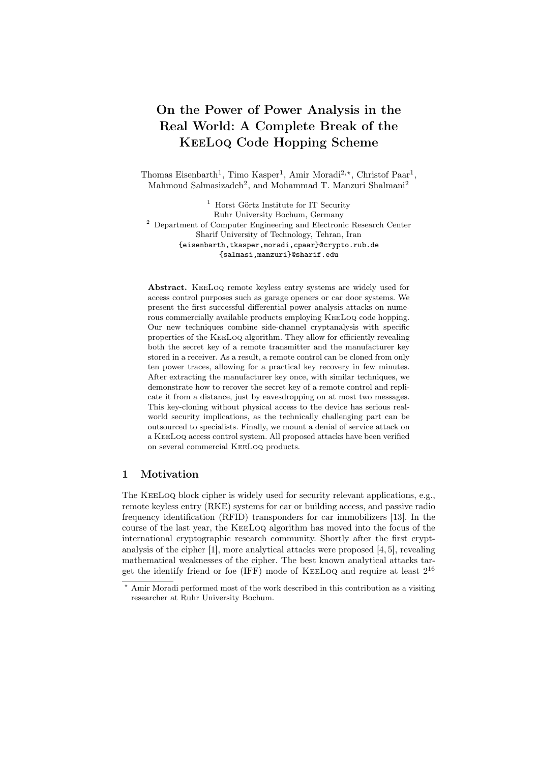# On the Power of Power Analysis in the Real World: A Complete Break of the KeeLoq Code Hopping Scheme

Thomas Eisenbarth[1], Timo Kasper[1], Amir Moradi[2,⋆], Christof Paar[1], Mahmoud Salmasizadeh[2], and Mohammad T. Manzuri Shalmani[2]

[1] Horst Görtz Institute for IT Security
Ruhr University Bochum, Germany

[2] Department of Computer Engineering and Electronic Research Center
Sharif University of Technology, Tehran, Iran

{eisenbarth,tkasper,moradi,cpaar}@crypto.rub.de
{salmasi,manzuri}@sharif.edu

**Abstract.** KeeLoq remote keyless entry systems are widely used for access control purposes such as garage openers or car door systems. We present the first successful differential power analysis attacks on numerous commercially available products employing KeeLoq code hopping. Our new techniques combine side-channel cryptanalysis with specific properties of the KeeLoq algorithm. They allow for efficiently revealing both the secret key of a remote transmitter and the manufacturer key stored in a receiver. As a result, a remote control can be cloned from only ten power traces, allowing for a practical key recovery in few minutes. After extracting the manufacturer key once, with similar techniques, we demonstrate how to recover the secret key of a remote control and replicate it from a distance, just by eavesdropping on at most two messages. This key-cloning without physical access to the device has serious real-world security implications, as the technically challenging part can be outsourced to specialists. Finally, we mount a denial of service attack on a KeeLoq access control system. All proposed attacks have been verified on several commercial KeeLoq products.

## 1 Motivation

The KeeLoq block cipher is widely used for security relevant applications, e.g., remote keyless entry (RKE) systems for car or building access, and passive radio frequency identification (RFID) transponders for car immobilizers [13]. In the course of the last year, the KeeLoq algorithm has moved into the focus of the international cryptographic research community. Shortly after the first cryptanalysis of the cipher [1], more analytical attacks were proposed [4, 5], revealing mathematical weaknesses of the cipher. The best known analytical attacks target the identify friend or foe (IFF) mode of KeeLoq and require at least $2^{16}$

⋆ Amir Moradi performed most of the work described in this contribution as a visiting researcher at Ruhr University Bochum.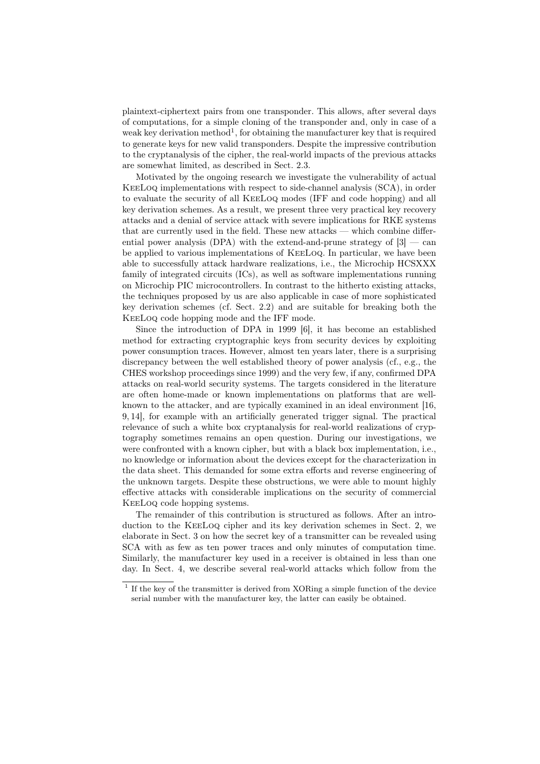plaintext-ciphertext pairs from one transponder. This allows, after several days of computations, for a simple cloning of the transponder and, only in case of a weak key derivation method[1], for obtaining the manufacturer key that is required to generate keys for new valid transponders. Despite the impressive contribution to the cryptanalysis of the cipher, the real-world impacts of the previous attacks are somewhat limited, as described in Sect. 2.3.

Motivated by the ongoing research we investigate the vulnerability of actual KeeLoq implementations with respect to side-channel analysis (SCA), in order to evaluate the security of all KeeLoq modes (IFF and code hopping) and all key derivation schemes. As a result, we present three very practical key recovery attacks and a denial of service attack with severe implications for RKE systems that are currently used in the field. These new attacks — which combine differential power analysis (DPA) with the extend-and-prune strategy of [3] — can be applied to various implementations of KeeLoq. In particular, we have been able to successfully attack hardware realizations, i.e., the Microchip HCSXXX family of integrated circuits (ICs), as well as software implementations running on Microchip PIC microcontrollers. In contrast to the hitherto existing attacks, the techniques proposed by us are also applicable in case of more sophisticated key derivation schemes (cf. Sect. 2.2) and are suitable for breaking both the KeeLoq code hopping mode and the IFF mode.

Since the introduction of DPA in 1999 [6], it has become an established method for extracting cryptographic keys from security devices by exploiting power consumption traces. However, almost ten years later, there is a surprising discrepancy between the well established theory of power analysis (cf., e.g., the CHES workshop proceedings since 1999) and the very few, if any, confirmed DPA attacks on real-world security systems. The targets considered in the literature are often home-made or known implementations on platforms that are well-known to the attacker, and are typically examined in an ideal environment [16, 9, 14], for example with an artificially generated trigger signal. The practical relevance of such a white box cryptanalysis for real-world realizations of cryptography sometimes remains an open question. During our investigations, we were confronted with a known cipher, but with a black box implementation, i.e., no knowledge or information about the devices except for the characterization in the data sheet. This demanded for some extra efforts and reverse engineering of the unknown targets. Despite these obstructions, we were able to mount highly effective attacks with considerable implications on the security of commercial KeeLoq code hopping systems.

The remainder of this contribution is structured as follows. After an introduction to the KeeLoq cipher and its key derivation schemes in Sect. 2, we elaborate in Sect. 3 on how the secret key of a transmitter can be revealed using SCA with as few as ten power traces and only minutes of computation time. Similarly, the manufacturer key used in a receiver is obtained in less than one day. In Sect. 4, we describe several real-world attacks which follow from the

[1] If the key of the transmitter is derived from XORing a simple function of the device serial number with the manufacturer key, the latter can easily be obtained.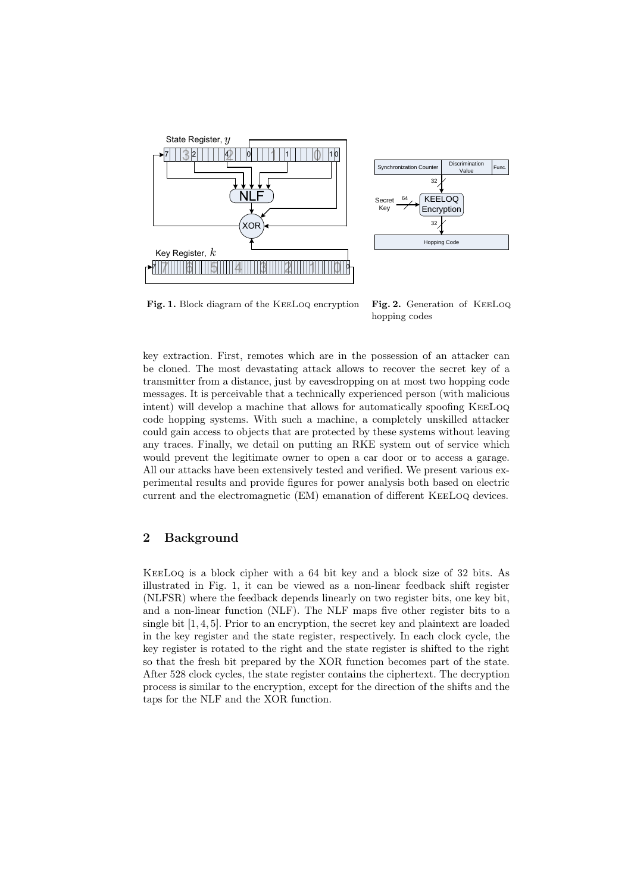**Fig. 1.** Block diagram of the KeeLoq encryption

**Fig. 2.** Generation of KeeLoq hopping codes

key extraction. First, remotes which are in the possession of an attacker can be cloned. The most devastating attack allows to recover the secret key of a transmitter from a distance, just by eavesdropping on at most two hopping code messages. It is perceivable that a technically experienced person (with malicious intent) will develop a machine that allows for automatically spoofing KeeLoq code hopping systems. With such a machine, a completely unskilled attacker could gain access to objects that are protected by these systems without leaving any traces. Finally, we detail on putting an RKE system out of service which would prevent the legitimate owner to open a car door or to access a garage. All our attacks have been extensively tested and verified. We present various experimental results and provide figures for power analysis both based on electric current and the electromagnetic (EM) emanation of different KeeLoq devices.

## 2 Background

KeeLoq is a block cipher with a 64 bit key and a block size of 32 bits. As illustrated in Fig. 1, it can be viewed as a non-linear feedback shift register (NLFSR) where the feedback depends linearly on two register bits, one key bit, and a non-linear function (NLF). The NLF maps five other register bits to a single bit [1, 4, 5]. Prior to an encryption, the secret key and plaintext are loaded in the key register and the state register, respectively. In each clock cycle, the key register is rotated to the right and the state register is shifted to the right so that the fresh bit prepared by the XOR function becomes part of the state. After 528 clock cycles, the state register contains the ciphertext. The decryption process is similar to the encryption, except for the direction of the shifts and the taps for the NLF and the XOR function.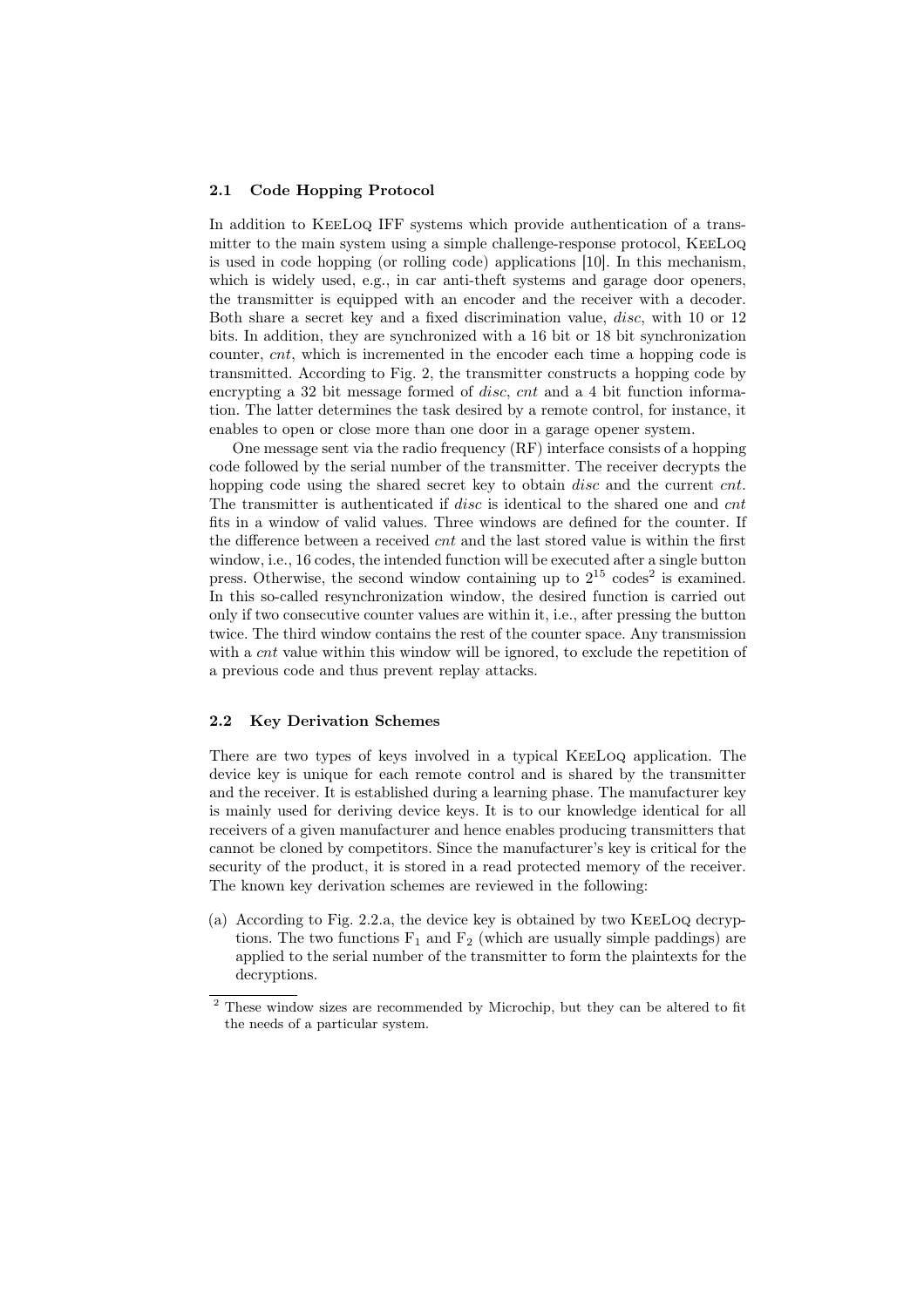### 2.1 Code Hopping Protocol

In addition to KeeLoq IFF systems which provide authentication of a transmitter to the main system using a simple challenge-response protocol, KeeLoq is used in code hopping (or rolling code) applications [10]. In this mechanism, which is widely used, e.g., in car anti-theft systems and garage door openers, the transmitter is equipped with an encoder and the receiver with a decoder. Both share a secret key and a fixed discrimination value, *disc*, with 10 or 12 bits. In addition, they are synchronized with a 16 bit or 18 bit synchronization counter, *cnt*, which is incremented in the encoder each time a hopping code is transmitted. According to Fig. 2, the transmitter constructs a hopping code by encrypting a 32 bit message formed of *disc*, *cnt* and a 4 bit function information. The latter determines the task desired by a remote control, for instance, it enables to open or close more than one door in a garage opener system.

One message sent via the radio frequency (RF) interface consists of a hopping code followed by the serial number of the transmitter. The receiver decrypts the hopping code using the shared secret key to obtain *disc* and the current *cnt*. The transmitter is authenticated if *disc* is identical to the shared one and *cnt* fits in a window of valid values. Three windows are defined for the counter. If the difference between a received *cnt* and the last stored value is within the first window, i.e., 16 codes, the intended function will be executed after a single button press. Otherwise, the second window containing up to $2^{15}$ codes[2] is examined. In this so-called resynchronization window, the desired function is carried out only if two consecutive counter values are within it, i.e., after pressing the button twice. The third window contains the rest of the counter space. Any transmission with a *cnt* value within this window will be ignored, to exclude the repetition of a previous code and thus prevent replay attacks.

### 2.2 Key Derivation Schemes

There are two types of keys involved in a typical KeeLoq application. The device key is unique for each remote control and is shared by the transmitter and the receiver. It is established during a learning phase. The manufacturer key is mainly used for deriving device keys. It is to our knowledge identical for all receivers of a given manufacturer and hence enables producing transmitters that cannot be cloned by competitors. Since the manufacturer's key is critical for the security of the product, it is stored in a read protected memory of the receiver. The known key derivation schemes are reviewed in the following:

(a) According to Fig. 2.2.a, the device key is obtained by two KeeLoq decryptions. The two functions $F_1$ and $F_2$ (which are usually simple paddings) are applied to the serial number of the transmitter to form the plaintexts for the decryptions.

[2] These window sizes are recommended by Microchip, but they can be altered to fit the needs of a particular system.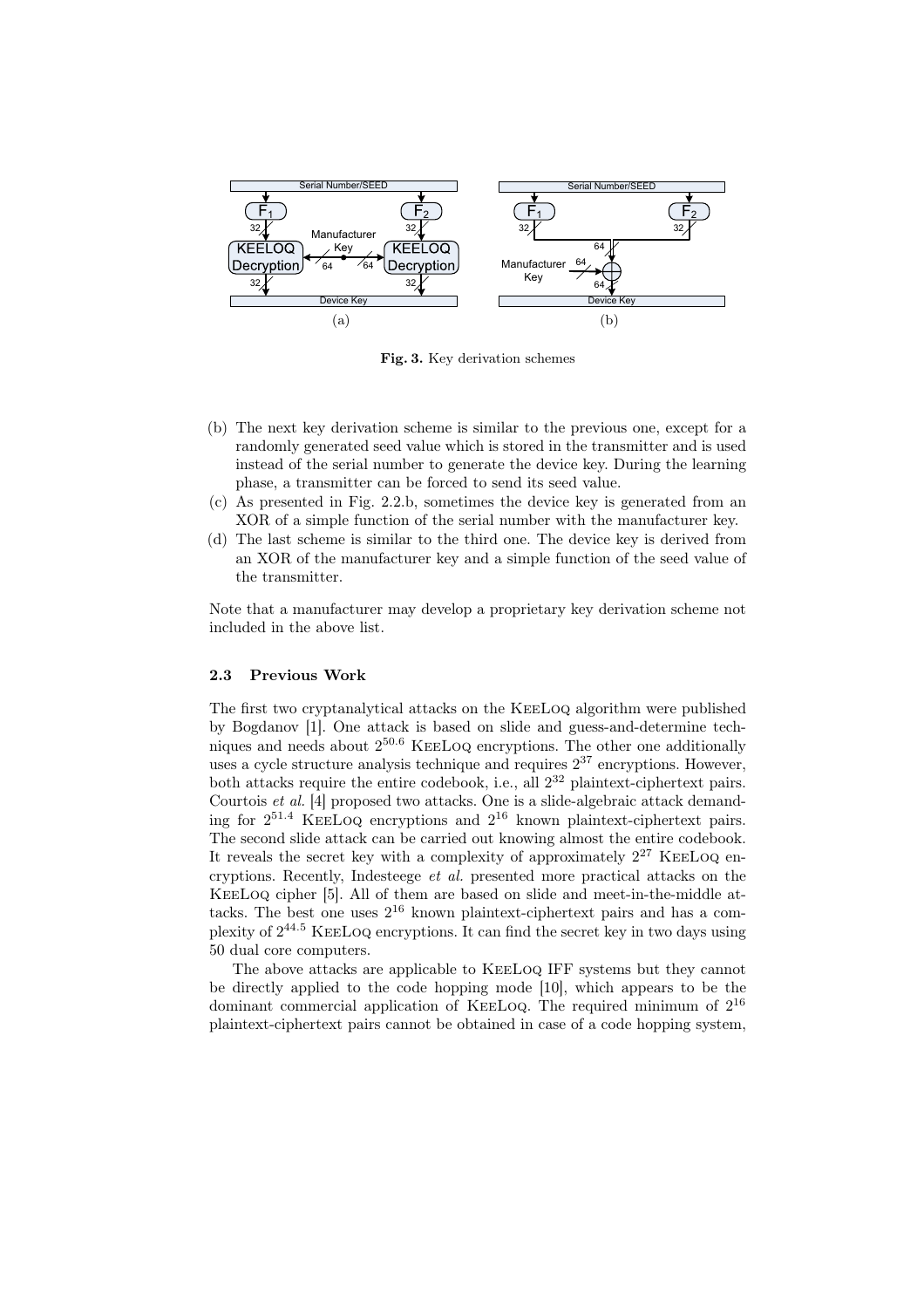Fig. 3. Key derivation schemes

(b) The next key derivation scheme is similar to the previous one, except for a randomly generated seed value which is stored in the transmitter and is used instead of the serial number to generate the device key. During the learning phase, a transmitter can be forced to send its seed value.
(c) As presented in Fig. 2.2.b, sometimes the device key is generated from an XOR of a simple function of the serial number with the manufacturer key.
(d) The last scheme is similar to the third one. The device key is derived from an XOR of the manufacturer key and a simple function of the seed value of the transmitter.

Note that a manufacturer may develop a proprietary key derivation scheme not included in the above list.

### 2.3 Previous Work

The first two cryptanalytical attacks on the KeeLoq algorithm were published by Bogdanov [1]. One attack is based on slide and guess-and-determine techniques and needs about $2^{50.6}$ KeeLoq encryptions. The other one additionally uses a cycle structure analysis technique and requires $2^{37}$ encryptions. However, both attacks require the entire codebook, i.e., all $2^{32}$ plaintext-ciphertext pairs. Courtois *et al.* [4] proposed two attacks. One is a slide-algebraic attack demanding for $2^{51.4}$ KeeLoq encryptions and $2^{16}$ known plaintext-ciphertext pairs. The second slide attack can be carried out knowing almost the entire codebook. It reveals the secret key with a complexity of approximately $2^{27}$ KeeLoq encryptions. Recently, Indesteege *et al.* presented more practical attacks on the KeeLoq cipher [5]. All of them are based on slide and meet-in-the-middle attacks. The best one uses $2^{16}$ known plaintext-ciphertext pairs and has a complexity of $2^{44.5}$ KeeLoq encryptions. It can find the secret key in two days using 50 dual core computers.

The above attacks are applicable to KeeLoq IFF systems but they cannot be directly applied to the code hopping mode [10], which appears to be the dominant commercial application of KeeLoq. The required minimum of $2^{16}$ plaintext-ciphertext pairs cannot be obtained in case of a code hopping system,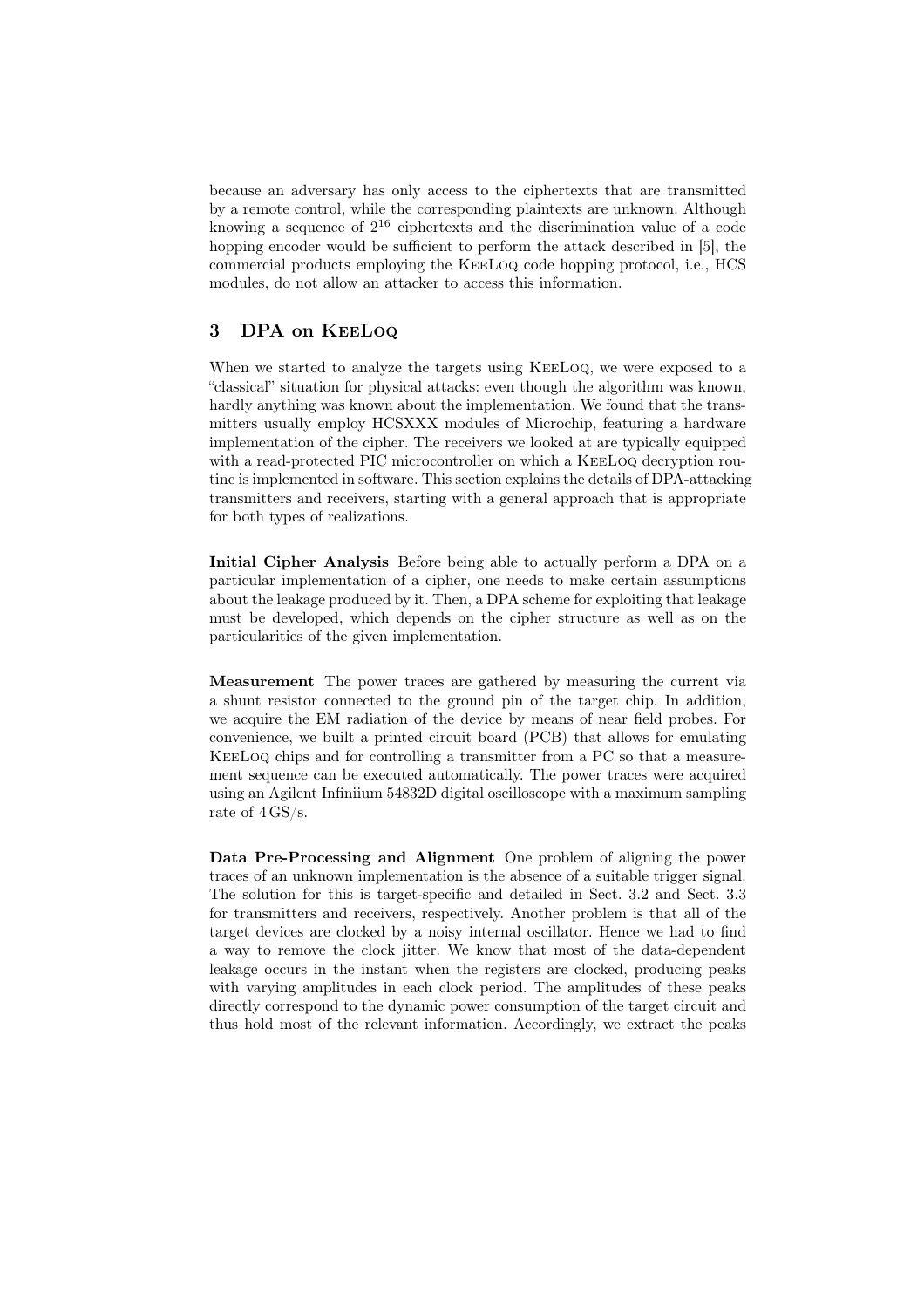because an adversary has only access to the ciphertexts that are transmitted by a remote control, while the corresponding plaintexts are unknown. Although knowing a sequence of $2^{16}$ ciphertexts and the discrimination value of a code hopping encoder would be sufficient to perform the attack described in [5], the commercial products employing the KeeLoq code hopping protocol, i.e., HCS modules, do not allow an attacker to access this information.

## 3 DPA on KeeLoq

When we started to analyze the targets using KeeLoq, we were exposed to a "classical" situation for physical attacks: even though the algorithm was known, hardly anything was known about the implementation. We found that the transmitters usually employ HCSXXX modules of Microchip, featuring a hardware implementation of the cipher. The receivers we looked at are typically equipped with a read-protected PIC microcontroller on which a KeeLoq decryption routine is implemented in software. This section explains the details of DPA-attacking transmitters and receivers, starting with a general approach that is appropriate for both types of realizations.

**Initial Cipher Analysis** Before being able to actually perform a DPA on a particular implementation of a cipher, one needs to make certain assumptions about the leakage produced by it. Then, a DPA scheme for exploiting that leakage must be developed, which depends on the cipher structure as well as on the particularities of the given implementation.

**Measurement** The power traces are gathered by measuring the current via a shunt resistor connected to the ground pin of the target chip. In addition, we acquire the EM radiation of the device by means of near field probes. For convenience, we built a printed circuit board (PCB) that allows for emulating KeeLoq chips and for controlling a transmitter from a PC so that a measurement sequence can be executed automatically. The power traces were acquired using an Agilent Infiniium 54832D digital oscilloscope with a maximum sampling rate of 4 GS/s.

**Data Pre-Processing and Alignment** One problem of aligning the power traces of an unknown implementation is the absence of a suitable trigger signal. The solution for this is target-specific and detailed in Sect. 3.2 and Sect. 3.3 for transmitters and receivers, respectively. Another problem is that all of the target devices are clocked by a noisy internal oscillator. Hence we had to find a way to remove the clock jitter. We know that most of the data-dependent leakage occurs in the instant when the registers are clocked, producing peaks with varying amplitudes in each clock period. The amplitudes of these peaks directly correspond to the dynamic power consumption of the target circuit and thus hold most of the relevant information. Accordingly, we extract the peaks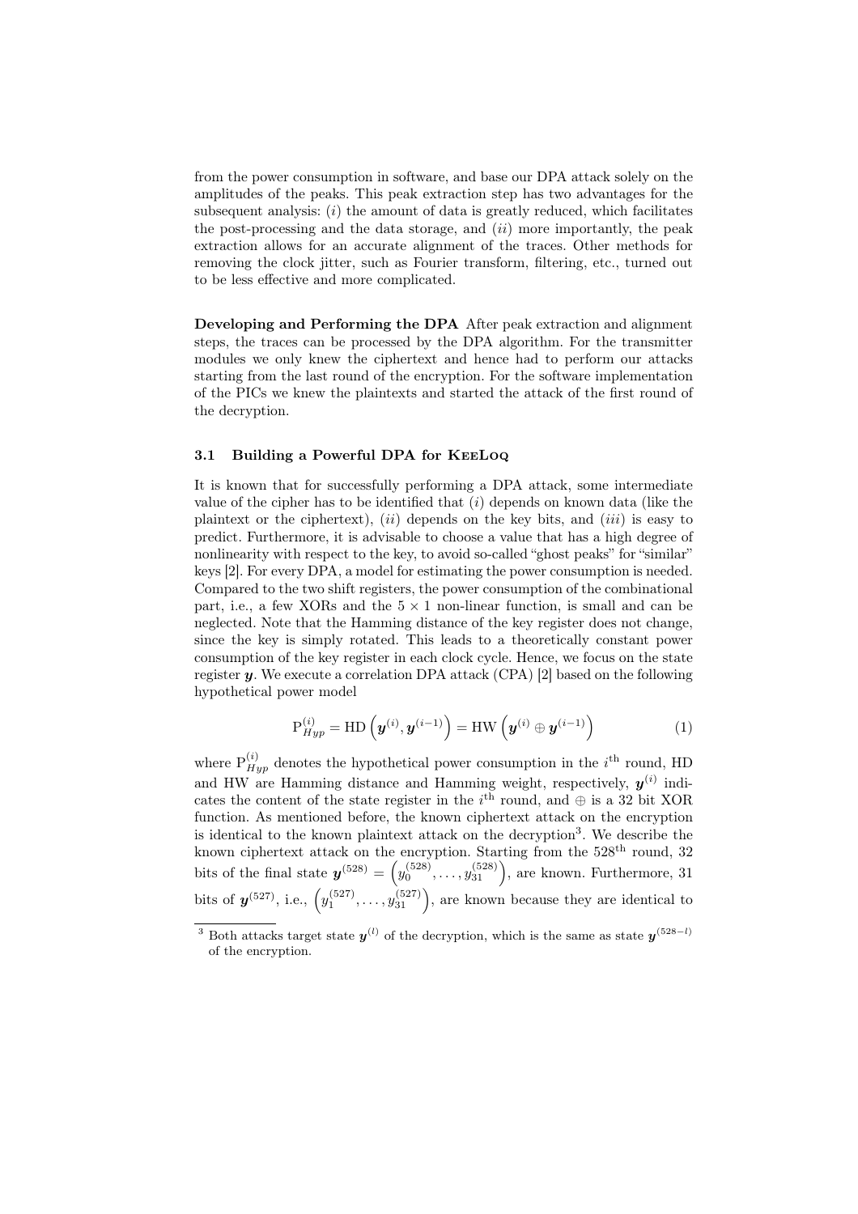from the power consumption in software, and base our DPA attack solely on the amplitudes of the peaks. This peak extraction step has two advantages for the subsequent analysis: (*i*) the amount of data is greatly reduced, which facilitates the post-processing and the data storage, and (*ii*) more importantly, the peak extraction allows for an accurate alignment of the traces. Other methods for removing the clock jitter, such as Fourier transform, filtering, etc., turned out to be less effective and more complicated.

**Developing and Performing the DPA** After peak extraction and alignment steps, the traces can be processed by the DPA algorithm. For the transmitter modules we only knew the ciphertext and hence had to perform our attacks starting from the last round of the encryption. For the software implementation of the PICs we knew the plaintexts and started the attack of the first round of the decryption.

### 3.1 Building a Powerful DPA for KeeLoq

It is known that for successfully performing a DPA attack, some intermediate value of the cipher has to be identified that (*i*) depends on known data (like the plaintext or the ciphertext), (*ii*) depends on the key bits, and (*iii*) is easy to predict. Furthermore, it is advisable to choose a value that has a high degree of nonlinearity with respect to the key, to avoid so-called "ghost peaks" for "similar" keys [2]. For every DPA, a model for estimating the power consumption is needed. Compared to the two shift registers, the power consumption of the combinational part, i.e., a few XORs and the $5 \times 1$ non-linear function, is small and can be neglected. Note that the Hamming distance of the key register does not change, since the key is simply rotated. This leads to a theoretically constant power consumption of the key register in each clock cycle. Hence, we focus on the state register $\boldsymbol{y}$. We execute a correlation DPA attack (CPA) [2] based on the following hypothetical power model

$$\mathrm{P}_{Hyp}^{(i)} = \mathrm{HD}\left(\boldsymbol{y}^{(i)}, \boldsymbol{y}^{(i-1)}\right) = \mathrm{HW}\left(\boldsymbol{y}^{(i)} \oplus \boldsymbol{y}^{(i-1)}\right) \tag{1}$$

where $\mathrm{P}_{Hyp}^{(i)}$ denotes the hypothetical power consumption in the $i^{\text{th}}$ round, HD and HW are Hamming distance and Hamming weight, respectively, $\boldsymbol{y}^{(i)}$ indicates the content of the state register in the $i^{\text{th}}$ round, and $\oplus$ is a 32 bit XOR function. As mentioned before, the known ciphertext attack on the encryption is identical to the known plaintext attack on the decryption[3]. We describe the known ciphertext attack on the encryption. Starting from the $528^{\text{th}}$ round, 32 bits of the final state $\boldsymbol{y}^{(528)} = \left(y_0^{(528)}, \ldots, y_{31}^{(528)}\right)$, are known. Furthermore, 31 bits of $\boldsymbol{y}^{(527)}$, i.e., $\left(y_1^{(527)}, \ldots, y_{31}^{(527)}\right)$, are known because they are identical to

[3] Both attacks target state $\boldsymbol{y}^{(l)}$ of the decryption, which is the same as state $\boldsymbol{y}^{(528-l)}$ of the encryption.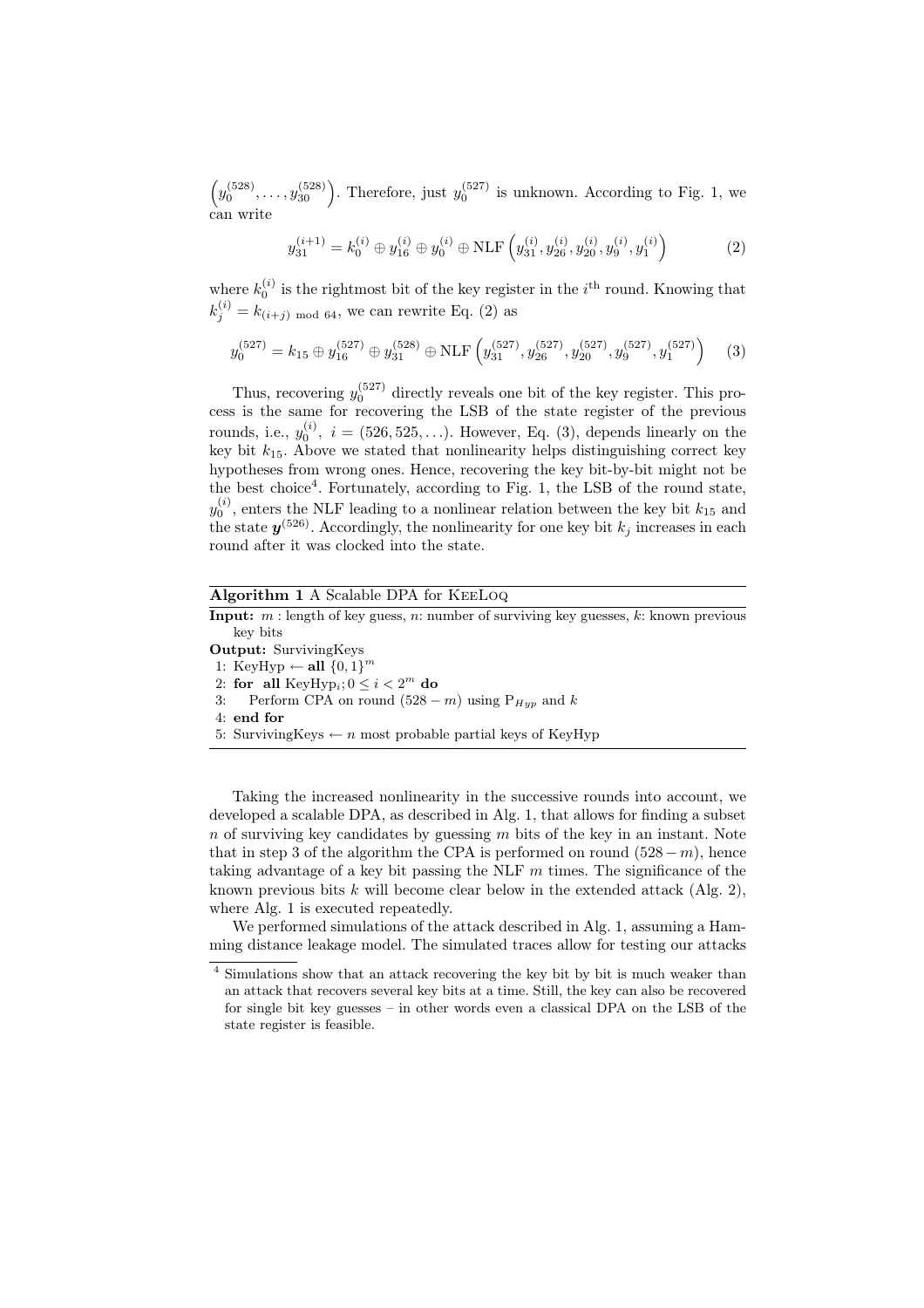$\left(y_0^{(528)}, \ldots, y_{30}^{(528)}\right)$. Therefore, just $y_0^{(527)}$ is unknown. According to Fig. 1, we can write

$$y_{31}^{(i+1)} = k_0^{(i)} \oplus y_{16}^{(i)} \oplus y_0^{(i)} \oplus \text{NLF}\left(y_{31}^{(i)}, y_{26}^{(i)}, y_{20}^{(i)}, y_9^{(i)}, y_1^{(i)}\right) \tag{2}$$

where $k_0^{(i)}$ is the rightmost bit of the key register in the $i^{\text{th}}$ round. Knowing that $k_j^{(i)} = k_{(i+j) \bmod 64}$, we can rewrite Eq. (2) as

$$y_0^{(527)} = k_{15} \oplus y_{16}^{(527)} \oplus y_{31}^{(528)} \oplus \text{NLF}\left(y_{31}^{(527)}, y_{26}^{(527)}, y_{20}^{(527)}, y_9^{(527)}, y_1^{(527)}\right) \tag{3}$$

Thus, recovering $y_0^{(527)}$ directly reveals one bit of the key register. This process is the same for recovering the LSB of the state register of the previous rounds, i.e., $y_0^{(i)},\ i = (526, 525, \ldots)$. However, Eq. (3), depends linearly on the key bit $k_{15}$. Above we stated that nonlinearity helps distinguishing correct key hypotheses from wrong ones. Hence, recovering the key bit-by-bit might not be the best choice[4]. Fortunately, according to Fig. 1, the LSB of the round state, $y_0^{(i)}$, enters the NLF leading to a nonlinear relation between the key bit $k_{15}$ and the state $\boldsymbol{y}^{(526)}$. Accordingly, the nonlinearity for one key bit $k_j$ increases in each round after it was clocked into the state.

**Algorithm 1** A Scalable DPA for KeeLoq

**Input:** $m$ : length of key guess, $n$: number of surviving key guesses, $k$: known previous key bits
**Output:** SurvivingKeys

```
1: KeyHyp ← all {0,1}^m
2: for all KeyHyp_i; 0 ≤ i < 2^m do
3:    Perform CPA on round (528 − m) using P_Hyp and k
4: end for
5: SurvivingKeys ← n most probable partial keys of KeyHyp
```

Taking the increased nonlinearity in the successive rounds into account, we developed a scalable DPA, as described in Alg. 1, that allows for finding a subset $n$ of surviving key candidates by guessing $m$ bits of the key in an instant. Note that in step 3 of the algorithm the CPA is performed on round $(528 - m)$, hence taking advantage of a key bit passing the NLF $m$ times. The significance of the known previous bits $k$ will become clear below in the extended attack (Alg. 2), where Alg. 1 is executed repeatedly.

We performed simulations of the attack described in Alg. 1, assuming a Hamming distance leakage model. The simulated traces allow for testing our attacks

[4] Simulations show that an attack recovering the key bit by bit is much weaker than an attack that recovers several key bits at a time. Still, the key can also be recovered for single bit key guesses – in other words even a classical DPA on the LSB of the state register is feasible.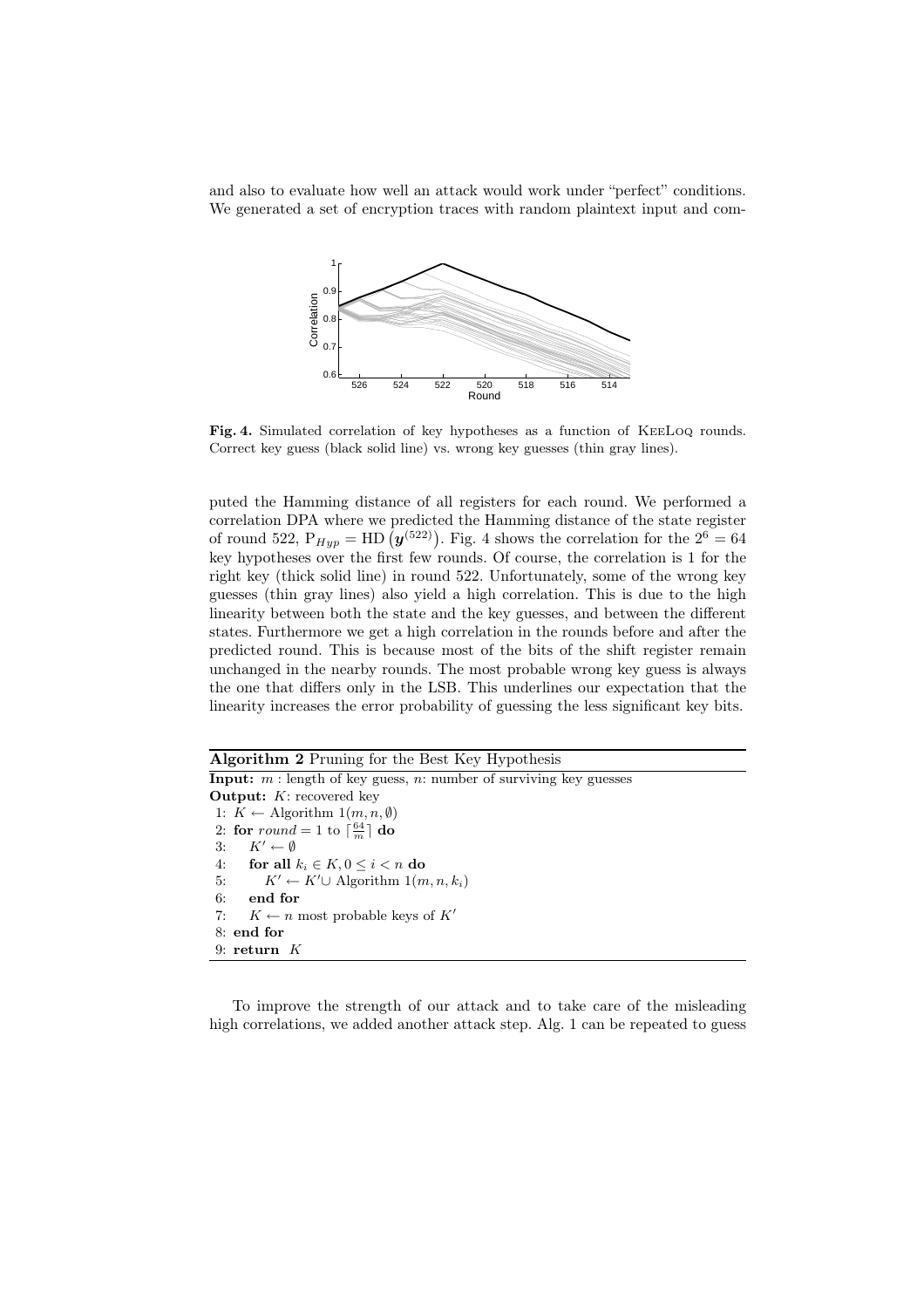and also to evaluate how well an attack would work under "perfect" conditions. We generated a set of encryption traces with random plaintext input and com-

**Fig. 4.** Simulated correlation of key hypotheses as a function of KeeLoq rounds. Correct key guess (black solid line) vs. wrong key guesses (thin gray lines).

puted the Hamming distance of all registers for each round. We performed a correlation DPA where we predicted the Hamming distance of the state register of round 522, $\mathrm{P}_{Hyp} = \mathrm{HD}\left(\boldsymbol{y}^{(522)}\right)$. Fig. 4 shows the correlation for the $2^6 = 64$ key hypotheses over the first few rounds. Of course, the correlation is 1 for the right key (thick solid line) in round 522. Unfortunately, some of the wrong key guesses (thin gray lines) also yield a high correlation. This is due to the high linearity between both the state and the key guesses, and between the different states. Furthermore we get a high correlation in the rounds before and after the predicted round. This is because most of the bits of the shift register remain unchanged in the nearby rounds. The most probable wrong key guess is always the one that differs only in the LSB. This underlines our expectation that the linearity increases the error probability of guessing the less significant key bits.

**Algorithm 2** Pruning for the Best Key Hypothesis

**Input:** $m$ : length of key guess, $n$: number of surviving key guesses
**Output:** $K$: recovered key

```
1: K ← Algorithm 1(m, n, ∅)
2: for round = 1 to ⌈64/m⌉ do
3:     K' ← ∅
4:     for all k_i ∈ K, 0 ≤ i < n do
5:         K' ← K' ∪ Algorithm 1(m, n, k_i)
6:     end for
7:     K ← n most probable keys of K'
8: end for
9: return K
```

To improve the strength of our attack and to take care of the misleading high correlations, we added another attack step. Alg. 1 can be repeated to guess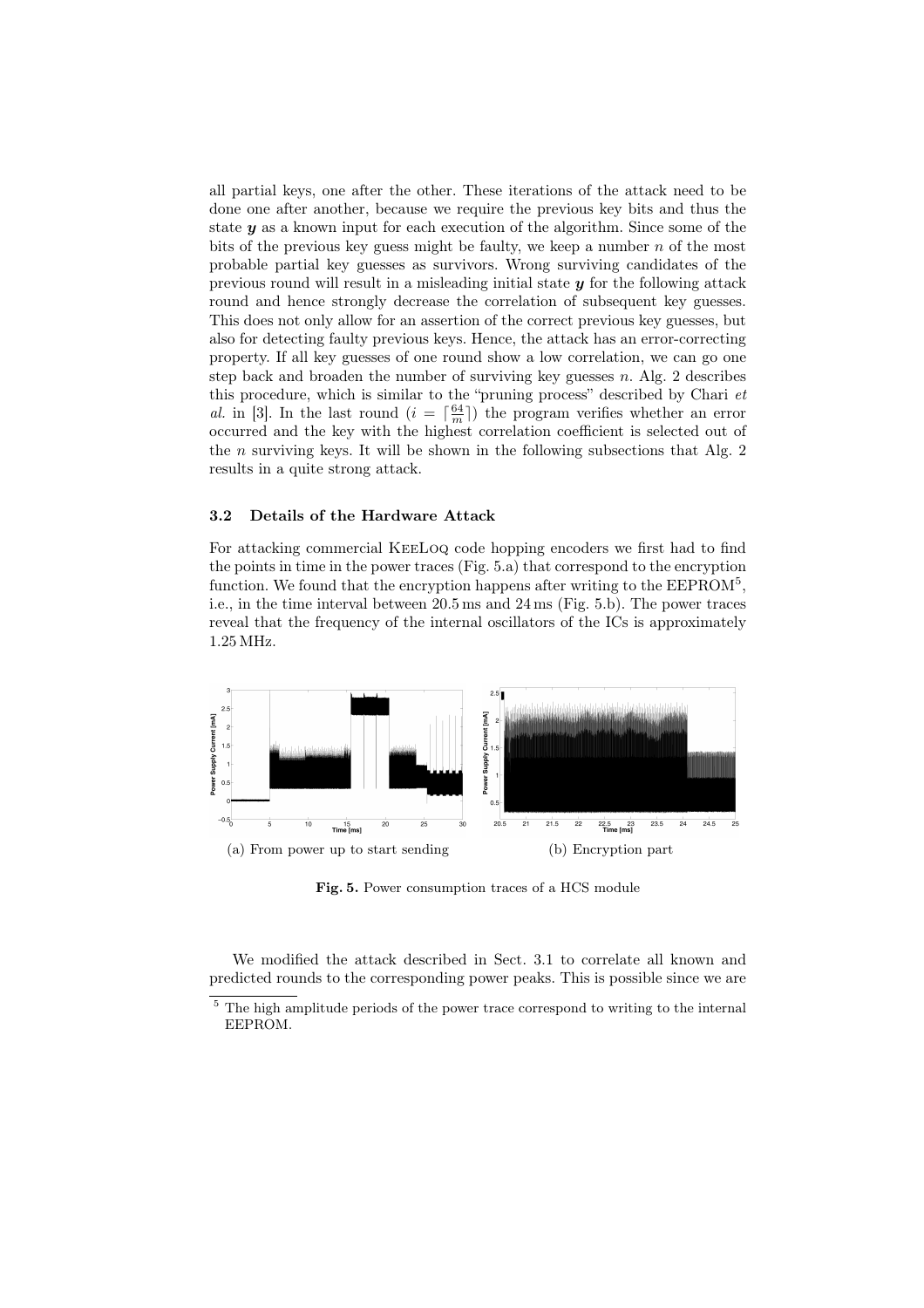all partial keys, one after the other. These iterations of the attack need to be done one after another, because we require the previous key bits and thus the state $\boldsymbol{y}$ as a known input for each execution of the algorithm. Since some of the bits of the previous key guess might be faulty, we keep a number $n$ of the most probable partial key guesses as survivors. Wrong surviving candidates of the previous round will result in a misleading initial state $\boldsymbol{y}$ for the following attack round and hence strongly decrease the correlation of subsequent key guesses. This does not only allow for an assertion of the correct previous key guesses, but also for detecting faulty previous keys. Hence, the attack has an error-correcting property. If all key guesses of one round show a low correlation, we can go one step back and broaden the number of surviving key guesses $n$. Alg. 2 describes this procedure, which is similar to the "pruning process" described by Chari *et al.* in [3]. In the last round ($i = \lceil \frac{64}{m} \rceil$) the program verifies whether an error occurred and the key with the highest correlation coefficient is selected out of the $n$ surviving keys. It will be shown in the following subsections that Alg. 2 results in a quite strong attack.

### 3.2 Details of the Hardware Attack

For attacking commercial KeeLoq code hopping encoders we first had to find the points in time in the power traces (Fig. 5.a) that correspond to the encryption function. We found that the encryption happens after writing to the EEPROM[5], i.e., in the time interval between 20.5 ms and 24 ms (Fig. 5.b). The power traces reveal that the frequency of the internal oscillators of the ICs is approximately 1.25 MHz.

(a) From power up to start sending

(b) Encryption part

**Fig. 5.** Power consumption traces of a HCS module

We modified the attack described in Sect. 3.1 to correlate all known and predicted rounds to the corresponding power peaks. This is possible since we are

[5] The high amplitude periods of the power trace correspond to writing to the internal EEPROM.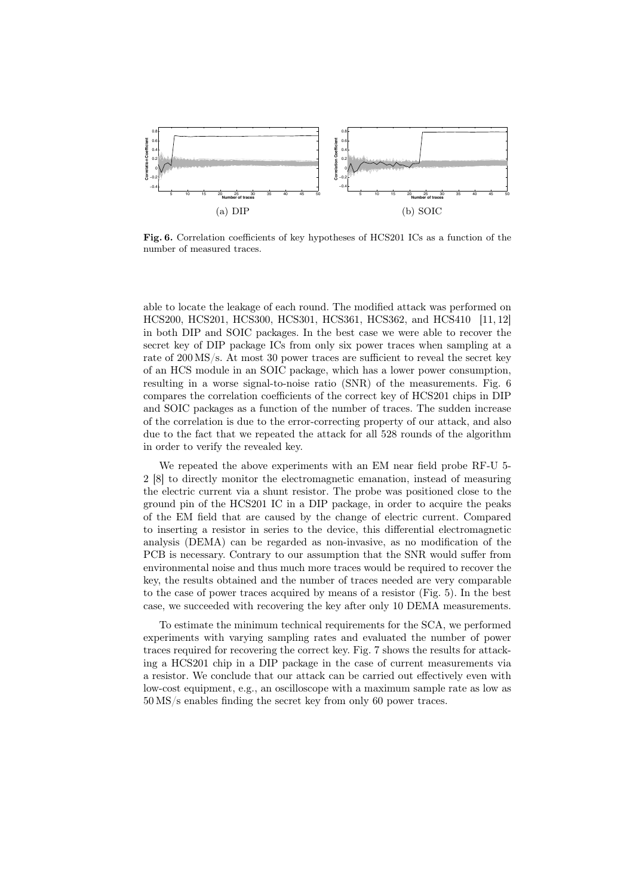(a) DIP (b) SOIC

**Fig. 6.** Correlation coefficients of key hypotheses of HCS201 ICs as a function of the number of measured traces.

able to locate the leakage of each round. The modified attack was performed on HCS200, HCS201, HCS300, HCS301, HCS361, HCS362, and HCS410 [11, 12] in both DIP and SOIC packages. In the best case we were able to recover the secret key of DIP package ICs from only six power traces when sampling at a rate of 200 MS/s. At most 30 power traces are sufficient to reveal the secret key of an HCS module in an SOIC package, which has a lower power consumption, resulting in a worse signal-to-noise ratio (SNR) of the measurements. Fig. 6 compares the correlation coefficients of the correct key of HCS201 chips in DIP and SOIC packages as a function of the number of traces. The sudden increase of the correlation is due to the error-correcting property of our attack, and also due to the fact that we repeated the attack for all 528 rounds of the algorithm in order to verify the revealed key.

We repeated the above experiments with an EM near field probe RF-U 5-2 [8] to directly monitor the electromagnetic emanation, instead of measuring the electric current via a shunt resistor. The probe was positioned close to the ground pin of the HCS201 IC in a DIP package, in order to acquire the peaks of the EM field that are caused by the change of electric current. Compared to inserting a resistor in series to the device, this differential electromagnetic analysis (DEMA) can be regarded as non-invasive, as no modification of the PCB is necessary. Contrary to our assumption that the SNR would suffer from environmental noise and thus much more traces would be required to recover the key, the results obtained and the number of traces needed are very comparable to the case of power traces acquired by means of a resistor (Fig. 5). In the best case, we succeeded with recovering the key after only 10 DEMA measurements.

To estimate the minimum technical requirements for the SCA, we performed experiments with varying sampling rates and evaluated the number of power traces required for recovering the correct key. Fig. 7 shows the results for attacking a HCS201 chip in a DIP package in the case of current measurements via a resistor. We conclude that our attack can be carried out effectively even with low-cost equipment, e.g., an oscilloscope with a maximum sample rate as low as 50 MS/s enables finding the secret key from only 60 power traces.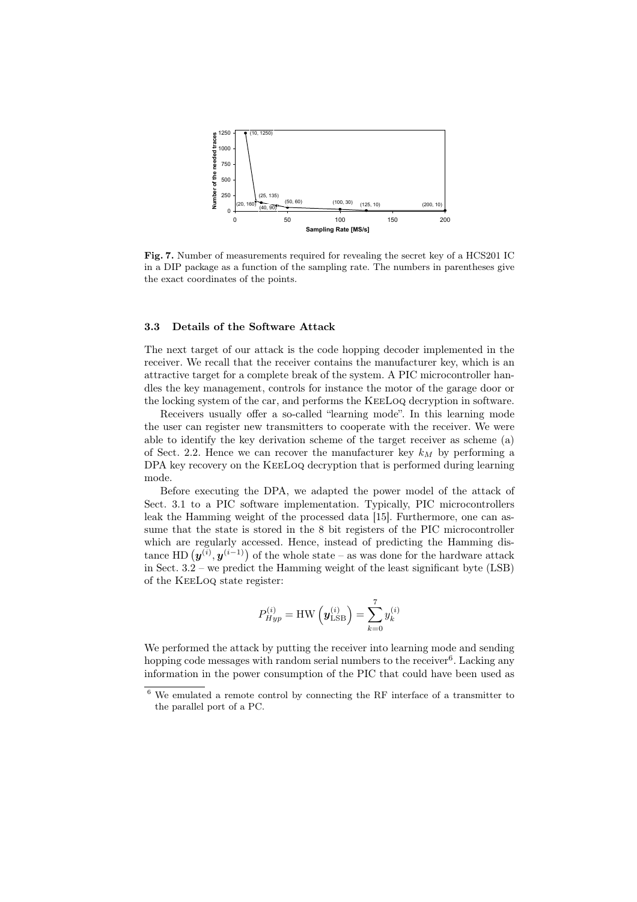**Fig. 7.** Number of measurements required for revealing the secret key of a HCS201 IC in a DIP package as a function of the sampling rate. The numbers in parentheses give the exact coordinates of the points.

### 3.3 Details of the Software Attack

The next target of our attack is the code hopping decoder implemented in the receiver. We recall that the receiver contains the manufacturer key, which is an attractive target for a complete break of the system. A PIC microcontroller handles the key management, controls for instance the motor of the garage door or the locking system of the car, and performs the KeeLoq decryption in software.

Receivers usually offer a so-called "learning mode". In this learning mode the user can register new transmitters to cooperate with the receiver. We were able to identify the key derivation scheme of the target receiver as scheme (a) of Sect. 2.2. Hence we can recover the manufacturer key $k_M$ by performing a DPA key recovery on the KeeLoq decryption that is performed during learning mode.

Before executing the DPA, we adapted the power model of the attack of Sect. 3.1 to a PIC software implementation. Typically, PIC microcontrollers leak the Hamming weight of the processed data [15]. Furthermore, one can assume that the state is stored in the 8 bit registers of the PIC microcontroller which are regularly accessed. Hence, instead of predicting the Hamming distance $\text{HD}\left(\boldsymbol{y}^{(i)}, \boldsymbol{y}^{(i-1)}\right)$ of the whole state – as was done for the hardware attack in Sect. 3.2 – we predict the Hamming weight of the least significant byte (LSB) of the KeeLoq state register:

$$P_{Hyp}^{(i)} = \text{HW}\left(\boldsymbol{y}_{\text{LSB}}^{(i)}\right) = \sum_{k=0}^{7} y_k^{(i)}$$

We performed the attack by putting the receiver into learning mode and sending hopping code messages with random serial numbers to the receiver[6]. Lacking any information in the power consumption of the PIC that could have been used as

[6] We emulated a remote control by connecting the RF interface of a transmitter to the parallel port of a PC.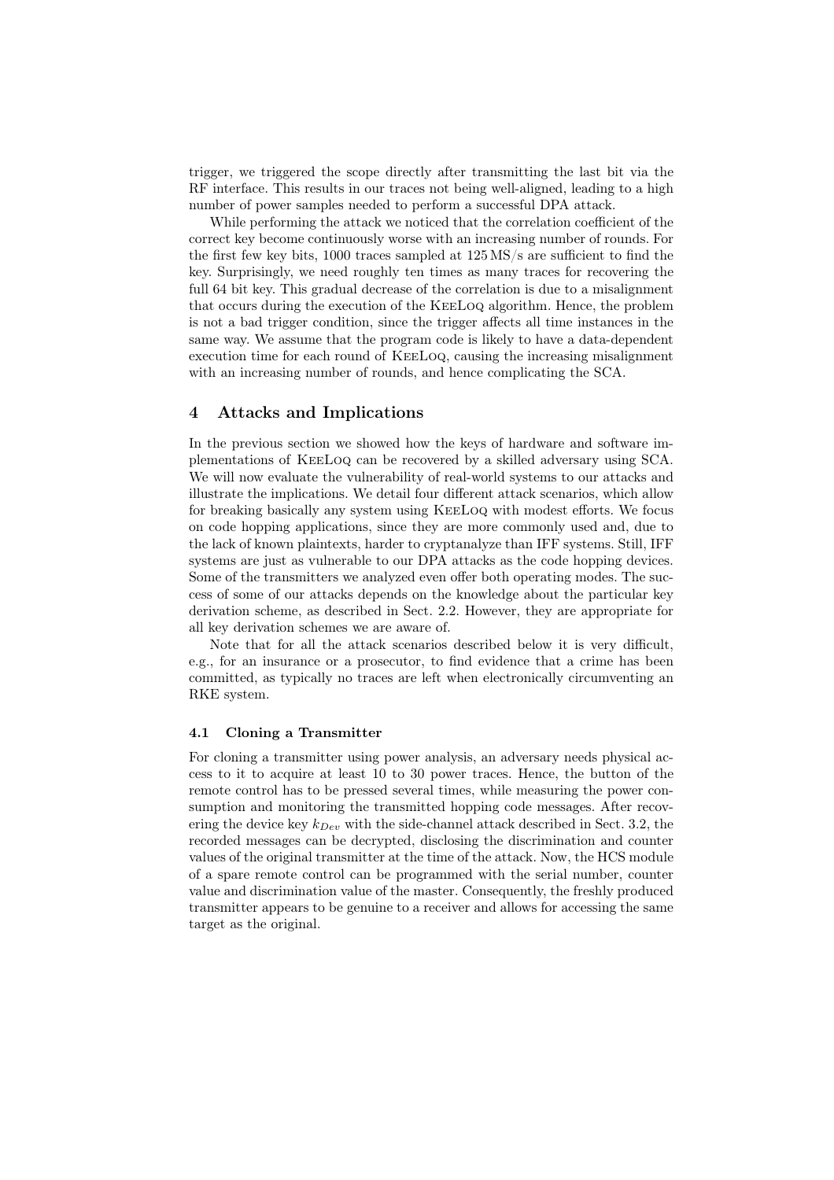trigger, we triggered the scope directly after transmitting the last bit via the RF interface. This results in our traces not being well-aligned, leading to a high number of power samples needed to perform a successful DPA attack.

While performing the attack we noticed that the correlation coefficient of the correct key become continuously worse with an increasing number of rounds. For the first few key bits, 1000 traces sampled at 125 MS/s are sufficient to find the key. Surprisingly, we need roughly ten times as many traces for recovering the full 64 bit key. This gradual decrease of the correlation is due to a misalignment that occurs during the execution of the KeeLoq algorithm. Hence, the problem is not a bad trigger condition, since the trigger affects all time instances in the same way. We assume that the program code is likely to have a data-dependent execution time for each round of KeeLoq, causing the increasing misalignment with an increasing number of rounds, and hence complicating the SCA.

## 4 Attacks and Implications

In the previous section we showed how the keys of hardware and software implementations of KeeLoq can be recovered by a skilled adversary using SCA. We will now evaluate the vulnerability of real-world systems to our attacks and illustrate the implications. We detail four different attack scenarios, which allow for breaking basically any system using KeeLoq with modest efforts. We focus on code hopping applications, since they are more commonly used and, due to the lack of known plaintexts, harder to cryptanalyze than IFF systems. Still, IFF systems are just as vulnerable to our DPA attacks as the code hopping devices. Some of the transmitters we analyzed even offer both operating modes. The success of some of our attacks depends on the knowledge about the particular key derivation scheme, as described in Sect. 2.2. However, they are appropriate for all key derivation schemes we are aware of.

Note that for all the attack scenarios described below it is very difficult, e.g., for an insurance or a prosecutor, to find evidence that a crime has been committed, as typically no traces are left when electronically circumventing an RKE system.

### 4.1 Cloning a Transmitter

For cloning a transmitter using power analysis, an adversary needs physical access to it to acquire at least 10 to 30 power traces. Hence, the button of the remote control has to be pressed several times, while measuring the power consumption and monitoring the transmitted hopping code messages. After recovering the device key $k_{Dev}$ with the side-channel attack described in Sect. 3.2, the recorded messages can be decrypted, disclosing the discrimination and counter values of the original transmitter at the time of the attack. Now, the HCS module of a spare remote control can be programmed with the serial number, counter value and discrimination value of the master. Consequently, the freshly produced transmitter appears to be genuine to a receiver and allows for accessing the same target as the original.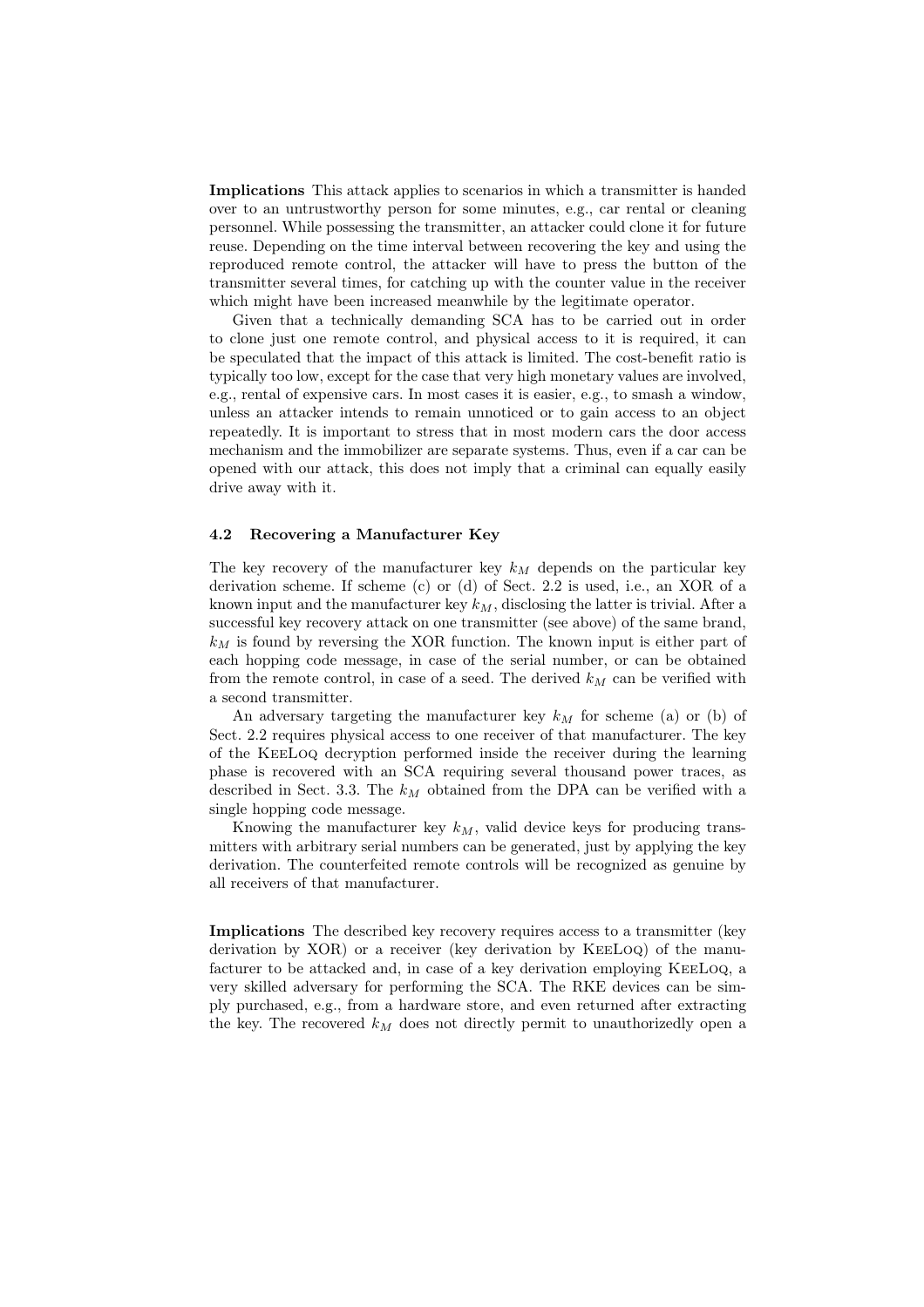**Implications** This attack applies to scenarios in which a transmitter is handed over to an untrustworthy person for some minutes, e.g., car rental or cleaning personnel. While possessing the transmitter, an attacker could clone it for future reuse. Depending on the time interval between recovering the key and using the reproduced remote control, the attacker will have to press the button of the transmitter several times, for catching up with the counter value in the receiver which might have been increased meanwhile by the legitimate operator.

Given that a technically demanding SCA has to be carried out in order to clone just one remote control, and physical access to it is required, it can be speculated that the impact of this attack is limited. The cost-benefit ratio is typically too low, except for the case that very high monetary values are involved, e.g., rental of expensive cars. In most cases it is easier, e.g., to smash a window, unless an attacker intends to remain unnoticed or to gain access to an object repeatedly. It is important to stress that in most modern cars the door access mechanism and the immobilizer are separate systems. Thus, even if a car can be opened with our attack, this does not imply that a criminal can equally easily drive away with it.

### 4.2 Recovering a Manufacturer Key

The key recovery of the manufacturer key $k_M$ depends on the particular key derivation scheme. If scheme (c) or (d) of Sect. 2.2 is used, i.e., an XOR of a known input and the manufacturer key $k_M$, disclosing the latter is trivial. After a successful key recovery attack on one transmitter (see above) of the same brand, $k_M$ is found by reversing the XOR function. The known input is either part of each hopping code message, in case of the serial number, or can be obtained from the remote control, in case of a seed. The derived $k_M$ can be verified with a second transmitter.

An adversary targeting the manufacturer key $k_M$ for scheme (a) or (b) of Sect. 2.2 requires physical access to one receiver of that manufacturer. The key of the KeeLoq decryption performed inside the receiver during the learning phase is recovered with an SCA requiring several thousand power traces, as described in Sect. 3.3. The $k_M$ obtained from the DPA can be verified with a single hopping code message.

Knowing the manufacturer key $k_M$, valid device keys for producing transmitters with arbitrary serial numbers can be generated, just by applying the key derivation. The counterfeited remote controls will be recognized as genuine by all receivers of that manufacturer.

**Implications** The described key recovery requires access to a transmitter (key derivation by XOR) or a receiver (key derivation by KeeLoq) of the manufacturer to be attacked and, in case of a key derivation employing KeeLoq, a very skilled adversary for performing the SCA. The RKE devices can be simply purchased, e.g., from a hardware store, and even returned after extracting the key. The recovered $k_M$ does not directly permit to unauthorizedly open a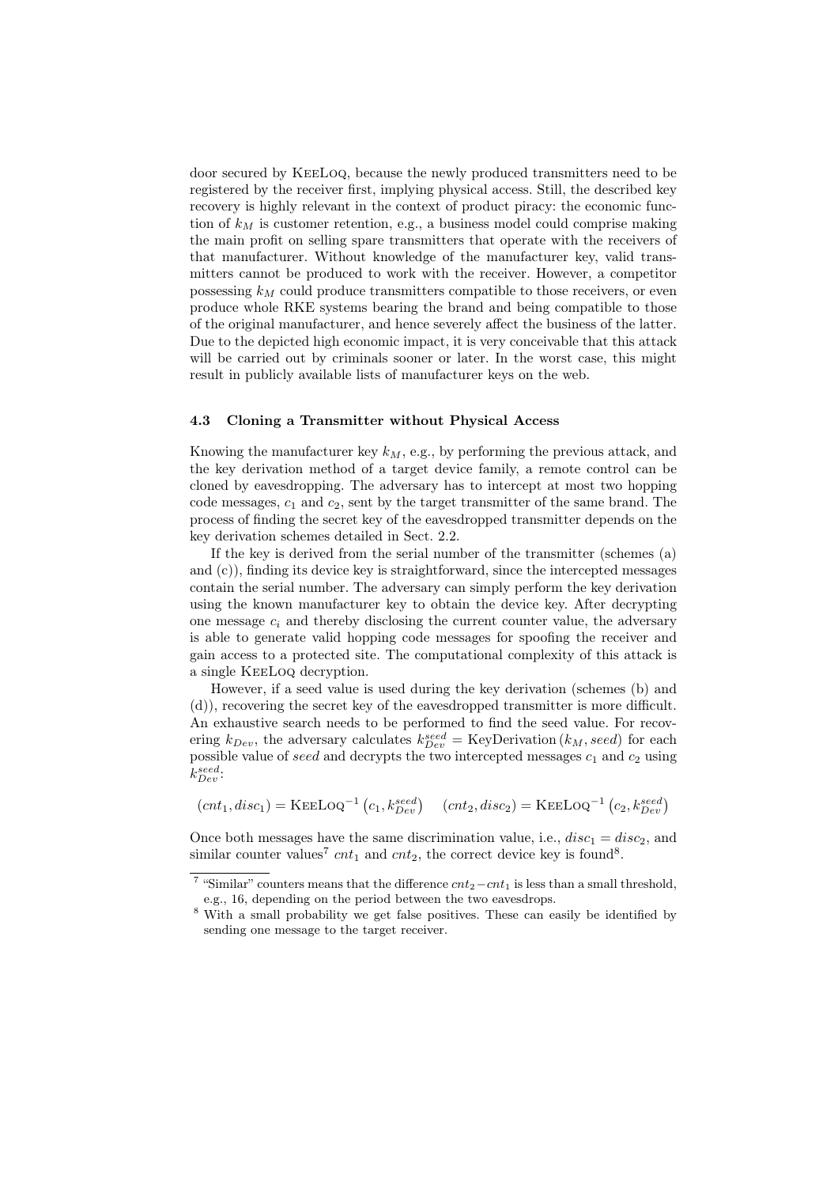door secured by KeeLoq, because the newly produced transmitters need to be registered by the receiver first, implying physical access. Still, the described key recovery is highly relevant in the context of product piracy: the economic function of $k_M$ is customer retention, e.g., a business model could comprise making the main profit on selling spare transmitters that operate with the receivers of that manufacturer. Without knowledge of the manufacturer key, valid transmitters cannot be produced to work with the receiver. However, a competitor possessing $k_M$ could produce transmitters compatible to those receivers, or even produce whole RKE systems bearing the brand and being compatible to those of the original manufacturer, and hence severely affect the business of the latter. Due to the depicted high economic impact, it is very conceivable that this attack will be carried out by criminals sooner or later. In the worst case, this might result in publicly available lists of manufacturer keys on the web.

### 4.3 Cloning a Transmitter without Physical Access

Knowing the manufacturer key $k_M$, e.g., by performing the previous attack, and the key derivation method of a target device family, a remote control can be cloned by eavesdropping. The adversary has to intercept at most two hopping code messages, $c_1$ and $c_2$, sent by the target transmitter of the same brand. The process of finding the secret key of the eavesdropped transmitter depends on the key derivation schemes detailed in Sect. 2.2.

If the key is derived from the serial number of the transmitter (schemes (a) and (c)), finding its device key is straightforward, since the intercepted messages contain the serial number. The adversary can simply perform the key derivation using the known manufacturer key to obtain the device key. After decrypting one message $c_i$ and thereby disclosing the current counter value, the adversary is able to generate valid hopping code messages for spoofing the receiver and gain access to a protected site. The computational complexity of this attack is a single KeeLoq decryption.

However, if a seed value is used during the key derivation (schemes (b) and (d)), recovering the secret key of the eavesdropped transmitter is more difficult. An exhaustive search needs to be performed to find the seed value. For recovering $k_{Dev}$, the adversary calculates $k_{Dev}^{seed} = \text{KeyDerivation}(k_M, seed)$ for each possible value of *seed* and decrypts the two intercepted messages $c_1$ and $c_2$ using $k_{Dev}^{seed}$:

$$(cnt_1, disc_1) = \text{KeeLoq}^{-1}\left(c_1, k_{Dev}^{seed}\right) \quad (cnt_2, disc_2) = \text{KeeLoq}^{-1}\left(c_2, k_{Dev}^{seed}\right)$$

Once both messages have the same discrimination value, i.e., $disc_1 = disc_2$, and similar counter values[7] $cnt_1$ and $cnt_2$, the correct device key is found[8].

[7] "Similar" counters means that the difference $cnt_2 - cnt_1$ is less than a small threshold, e.g., 16, depending on the period between the two eavesdrops.

[8] With a small probability we get false positives. These can easily be identified by sending one message to the target receiver.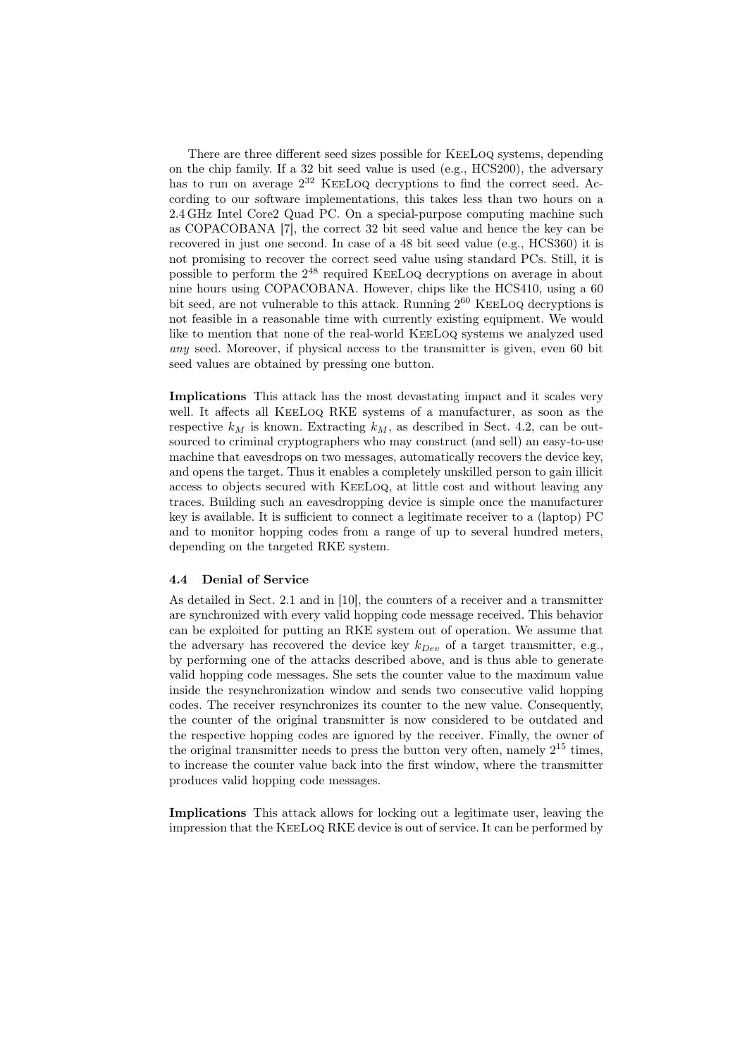There are three different seed sizes possible for KeeLoq systems, depending on the chip family. If a 32 bit seed value is used (e.g., HCS200), the adversary has to run on average $2^{32}$ KeeLoq decryptions to find the correct seed. According to our software implementations, this takes less than two hours on a 2.4 GHz Intel Core2 Quad PC. On a special-purpose computing machine such as COPACOBANA [7], the correct 32 bit seed value and hence the key can be recovered in just one second. In case of a 48 bit seed value (e.g., HCS360) it is not promising to recover the correct seed value using standard PCs. Still, it is possible to perform the $2^{48}$ required KeeLoq decryptions on average in about nine hours using COPACOBANA. However, chips like the HCS410, using a 60 bit seed, are not vulnerable to this attack. Running $2^{60}$ KeeLoq decryptions is not feasible in a reasonable time with currently existing equipment. We would like to mention that none of the real-world KeeLoq systems we analyzed used *any* seed. Moreover, if physical access to the transmitter is given, even 60 bit seed values are obtained by pressing one button.

**Implications** This attack has the most devastating impact and it scales very well. It affects all KeeLoq RKE systems of a manufacturer, as soon as the respective $k_M$ is known. Extracting $k_M$, as described in Sect. 4.2, can be outsourced to criminal cryptographers who may construct (and sell) an easy-to-use machine that eavesdrops on two messages, automatically recovers the device key, and opens the target. Thus it enables a completely unskilled person to gain illicit access to objects secured with KeeLoq, at little cost and without leaving any traces. Building such an eavesdropping device is simple once the manufacturer key is available. It is sufficient to connect a legitimate receiver to a (laptop) PC and to monitor hopping codes from a range of up to several hundred meters, depending on the targeted RKE system.

### 4.4 Denial of Service

As detailed in Sect. 2.1 and in [10], the counters of a receiver and a transmitter are synchronized with every valid hopping code message received. This behavior can be exploited for putting an RKE system out of operation. We assume that the adversary has recovered the device key $k_{Dev}$ of a target transmitter, e.g., by performing one of the attacks described above, and is thus able to generate valid hopping code messages. She sets the counter value to the maximum value inside the resynchronization window and sends two consecutive valid hopping codes. The receiver resynchronizes its counter to the new value. Consequently, the counter of the original transmitter is now considered to be outdated and the respective hopping codes are ignored by the receiver. Finally, the owner of the original transmitter needs to press the button very often, namely $2^{15}$ times, to increase the counter value back into the first window, where the transmitter produces valid hopping code messages.

**Implications** This attack allows for locking out a legitimate user, leaving the impression that the KeeLoq RKE device is out of service. It can be performed by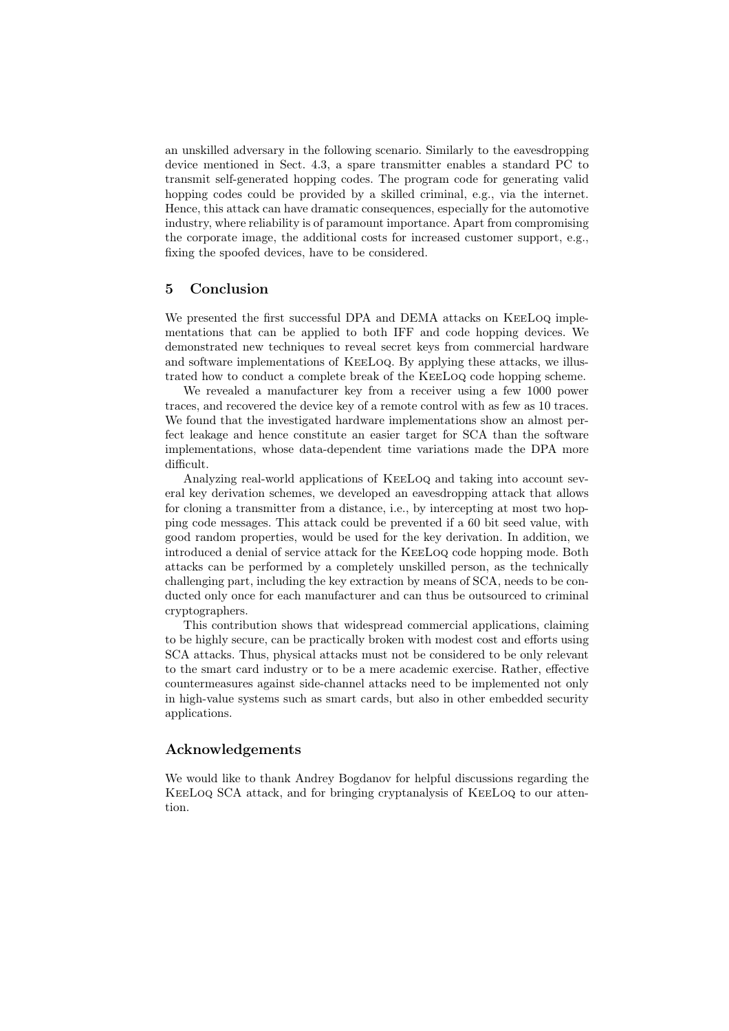an unskilled adversary in the following scenario. Similarly to the eavesdropping device mentioned in Sect. 4.3, a spare transmitter enables a standard PC to transmit self-generated hopping codes. The program code for generating valid hopping codes could be provided by a skilled criminal, e.g., via the internet. Hence, this attack can have dramatic consequences, especially for the automotive industry, where reliability is of paramount importance. Apart from compromising the corporate image, the additional costs for increased customer support, e.g., fixing the spoofed devices, have to be considered.

## 5 Conclusion

We presented the first successful DPA and DEMA attacks on KeeLoq implementations that can be applied to both IFF and code hopping devices. We demonstrated new techniques to reveal secret keys from commercial hardware and software implementations of KeeLoq. By applying these attacks, we illustrated how to conduct a complete break of the KeeLoq code hopping scheme.

We revealed a manufacturer key from a receiver using a few 1000 power traces, and recovered the device key of a remote control with as few as 10 traces. We found that the investigated hardware implementations show an almost perfect leakage and hence constitute an easier target for SCA than the software implementations, whose data-dependent time variations made the DPA more difficult.

Analyzing real-world applications of KeeLoq and taking into account several key derivation schemes, we developed an eavesdropping attack that allows for cloning a transmitter from a distance, i.e., by intercepting at most two hopping code messages. This attack could be prevented if a 60 bit seed value, with good random properties, would be used for the key derivation. In addition, we introduced a denial of service attack for the KeeLoq code hopping mode. Both attacks can be performed by a completely unskilled person, as the technically challenging part, including the key extraction by means of SCA, needs to be conducted only once for each manufacturer and can thus be outsourced to criminal cryptographers.

This contribution shows that widespread commercial applications, claiming to be highly secure, can be practically broken with modest cost and efforts using SCA attacks. Thus, physical attacks must not be considered to be only relevant to the smart card industry or to be a mere academic exercise. Rather, effective countermeasures against side-channel attacks need to be implemented not only in high-value systems such as smart cards, but also in other embedded security applications.

## Acknowledgements

We would like to thank Andrey Bogdanov for helpful discussions regarding the KeeLoq SCA attack, and for bringing cryptanalysis of KeeLoq to our attention.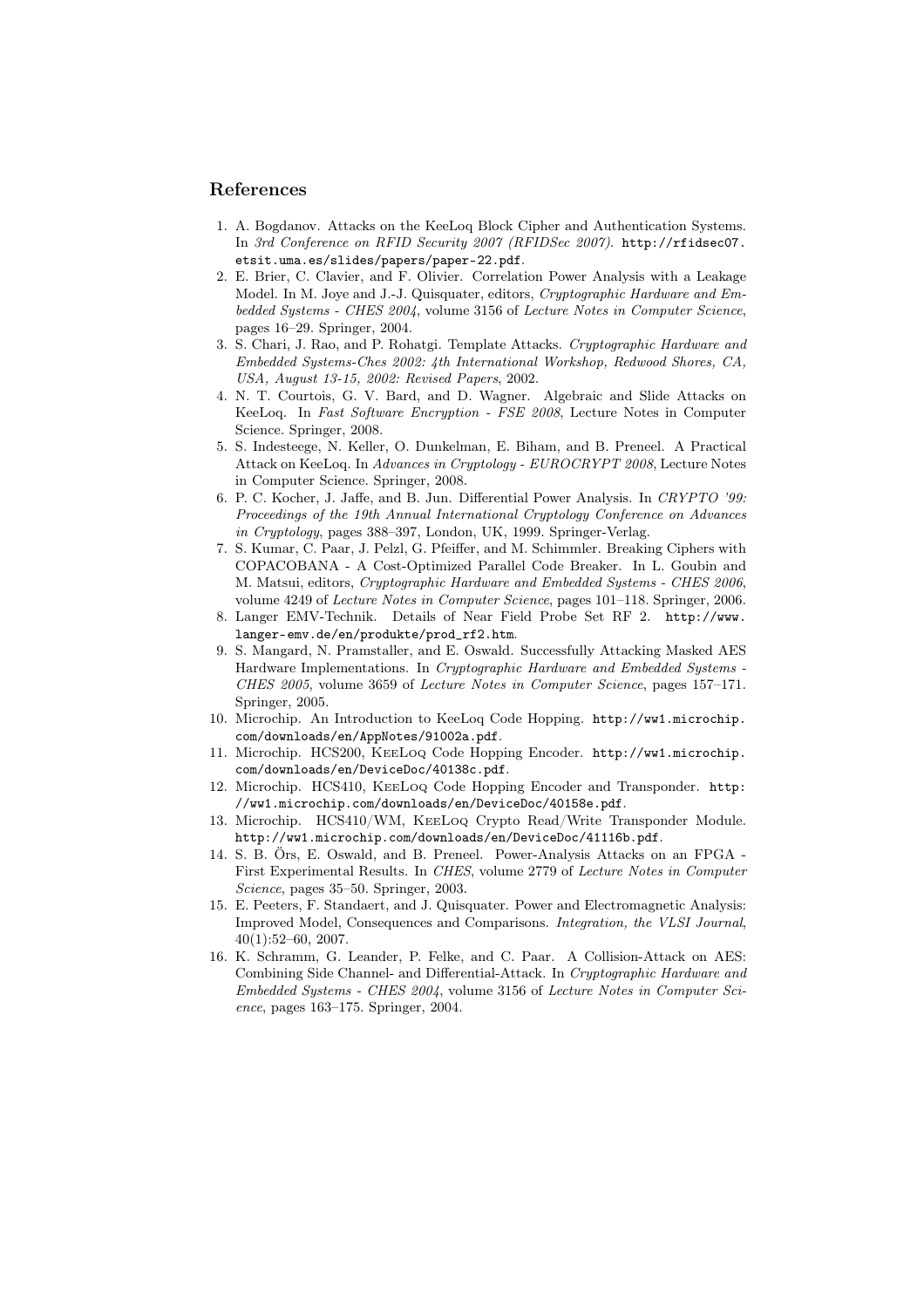## References

1. A. Bogdanov. Attacks on the KeeLoq Block Cipher and Authentication Systems. In *3rd Conference on RFID Security 2007 (RFIDSec 2007)*. `http://rfidsec07.etsit.uma.es/slides/papers/paper-22.pdf`.
2. E. Brier, C. Clavier, and F. Olivier. Correlation Power Analysis with a Leakage Model. In M. Joye and J.-J. Quisquater, editors, *Cryptographic Hardware and Embedded Systems - CHES 2004*, volume 3156 of *Lecture Notes in Computer Science*, pages 16–29. Springer, 2004.
3. S. Chari, J. Rao, and P. Rohatgi. Template Attacks. *Cryptographic Hardware and Embedded Systems-Ches 2002: 4th International Workshop, Redwood Shores, CA, USA, August 13-15, 2002: Revised Papers*, 2002.
4. N. T. Courtois, G. V. Bard, and D. Wagner. Algebraic and Slide Attacks on KeeLoq. In *Fast Software Encryption - FSE 2008*, Lecture Notes in Computer Science. Springer, 2008.
5. S. Indesteege, N. Keller, O. Dunkelman, E. Biham, and B. Preneel. A Practical Attack on KeeLoq. In *Advances in Cryptology - EUROCRYPT 2008*, Lecture Notes in Computer Science. Springer, 2008.
6. P. C. Kocher, J. Jaffe, and B. Jun. Differential Power Analysis. In *CRYPTO '99: Proceedings of the 19th Annual International Cryptology Conference on Advances in Cryptology*, pages 388–397, London, UK, 1999. Springer-Verlag.
7. S. Kumar, C. Paar, J. Pelzl, G. Pfeiffer, and M. Schimmler. Breaking Ciphers with COPACOBANA - A Cost-Optimized Parallel Code Breaker. In L. Goubin and M. Matsui, editors, *Cryptographic Hardware and Embedded Systems - CHES 2006*, volume 4249 of *Lecture Notes in Computer Science*, pages 101–118. Springer, 2006.
8. Langer EMV-Technik. Details of Near Field Probe Set RF 2. `http://www.langer-emv.de/en/produkte/prod_rf2.htm`.
9. S. Mangard, N. Pramstaller, and E. Oswald. Successfully Attacking Masked AES Hardware Implementations. In *Cryptographic Hardware and Embedded Systems - CHES 2005*, volume 3659 of *Lecture Notes in Computer Science*, pages 157–171. Springer, 2005.
10. Microchip. An Introduction to KeeLoq Code Hopping. `http://ww1.microchip.com/downloads/en/AppNotes/91002a.pdf`.
11. Microchip. HCS200, KeeLoq Code Hopping Encoder. `http://ww1.microchip.com/downloads/en/DeviceDoc/40138c.pdf`.
12. Microchip. HCS410, KeeLoq Code Hopping Encoder and Transponder. `http://ww1.microchip.com/downloads/en/DeviceDoc/40158e.pdf`.
13. Microchip. HCS410/WM, KeeLoq Crypto Read/Write Transponder Module. `http://ww1.microchip.com/downloads/en/DeviceDoc/41116b.pdf`.
14. S. B. Örs, E. Oswald, and B. Preneel. Power-Analysis Attacks on an FPGA - First Experimental Results. In *CHES*, volume 2779 of *Lecture Notes in Computer Science*, pages 35–50. Springer, 2003.
15. E. Peeters, F. Standaert, and J. Quisquater. Power and Electromagnetic Analysis: Improved Model, Consequences and Comparisons. *Integration, the VLSI Journal*, 40(1):52–60, 2007.
16. K. Schramm, G. Leander, P. Felke, and C. Paar. A Collision-Attack on AES: Combining Side Channel- and Differential-Attack. In *Cryptographic Hardware and Embedded Systems - CHES 2004*, volume 3156 of *Lecture Notes in Computer Science*, pages 163–175. Springer, 2004.